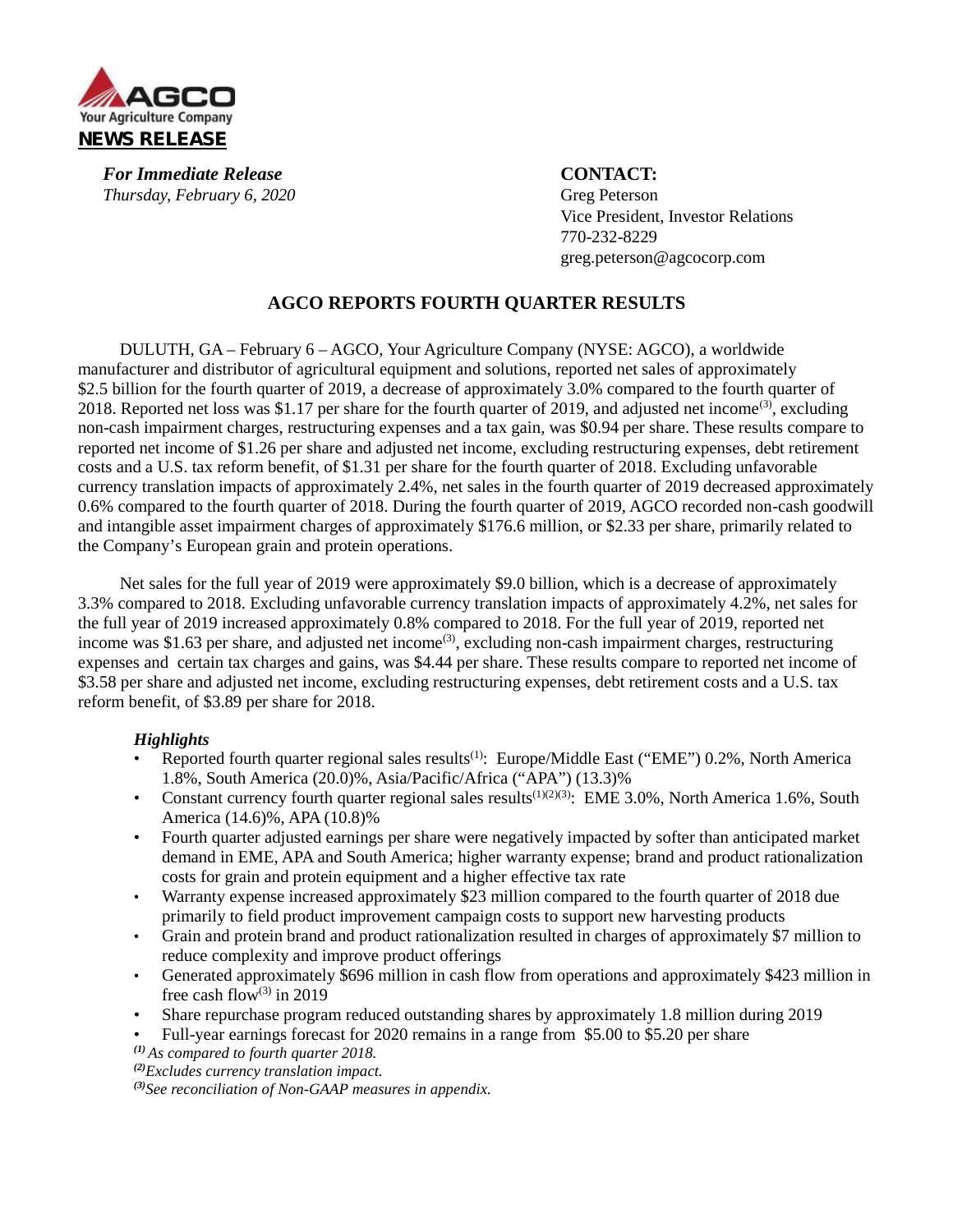AGCO
Your Agriculture Company

**NEWS RELEASE**

*For Immediate Release*
*Thursday, February 6, 2020*

**CONTACT:**
Greg Peterson
Vice President, Investor Relations
770-232-8229
greg.peterson@agcocorp.com

## AGCO REPORTS FOURTH QUARTER RESULTS

DULUTH, GA – February 6 – AGCO, Your Agriculture Company (NYSE: AGCO), a worldwide manufacturer and distributor of agricultural equipment and solutions, reported net sales of approximately $2.5 billion for the fourth quarter of 2019, a decrease of approximately 3.0% compared to the fourth quarter of 2018. Reported net loss was $1.17 per share for the fourth quarter of 2019, and adjusted net income[(3)], excluding non-cash impairment charges, restructuring expenses and a tax gain, was $0.94 per share. These results compare to reported net income of $1.26 per share and adjusted net income, excluding restructuring expenses, debt retirement costs and a U.S. tax reform benefit, of $1.31 per share for the fourth quarter of 2018. Excluding unfavorable currency translation impacts of approximately 2.4%, net sales in the fourth quarter of 2019 decreased approximately 0.6% compared to the fourth quarter of 2018. During the fourth quarter of 2019, AGCO recorded non-cash goodwill and intangible asset impairment charges of approximately $176.6 million, or $2.33 per share, primarily related to the Company's European grain and protein operations.

Net sales for the full year of 2019 were approximately $9.0 billion, which is a decrease of approximately 3.3% compared to 2018. Excluding unfavorable currency translation impacts of approximately 4.2%, net sales for the full year of 2019 increased approximately 0.8% compared to 2018. For the full year of 2019, reported net income was $1.63 per share, and adjusted net income[(3)], excluding non-cash impairment charges, restructuring expenses and certain tax charges and gains, was $4.44 per share. These results compare to reported net income of $3.58 per share and adjusted net income, excluding restructuring expenses, debt retirement costs and a U.S. tax reform benefit, of $3.89 per share for 2018.

### *Highlights*

- Reported fourth quarter regional sales results[(1)]: Europe/Middle East ("EME") 0.2%, North America 1.8%, South America (20.0)%, Asia/Pacific/Africa ("APA") (13.3)%
- Constant currency fourth quarter regional sales results[(1)(2)(3)]: EME 3.0%, North America 1.6%, South America (14.6)%, APA (10.8)%
- Fourth quarter adjusted earnings per share were negatively impacted by softer than anticipated market demand in EME, APA and South America; higher warranty expense; brand and product rationalization costs for grain and protein equipment and a higher effective tax rate
- Warranty expense increased approximately $23 million compared to the fourth quarter of 2018 due primarily to field product improvement campaign costs to support new harvesting products
- Grain and protein brand and product rationalization resulted in charges of approximately $7 million to reduce complexity and improve product offerings
- Generated approximately $696 million in cash flow from operations and approximately $423 million in free cash flow[(3)] in 2019
- Share repurchase program reduced outstanding shares by approximately 1.8 million during 2019
- Full-year earnings forecast for 2020 remains in a range from $5.00 to $5.20 per share

*[(1)] As compared to fourth quarter 2018.*
*[(2)] Excludes currency translation impact.*
*[(3)] See reconciliation of Non-GAAP measures in appendix.*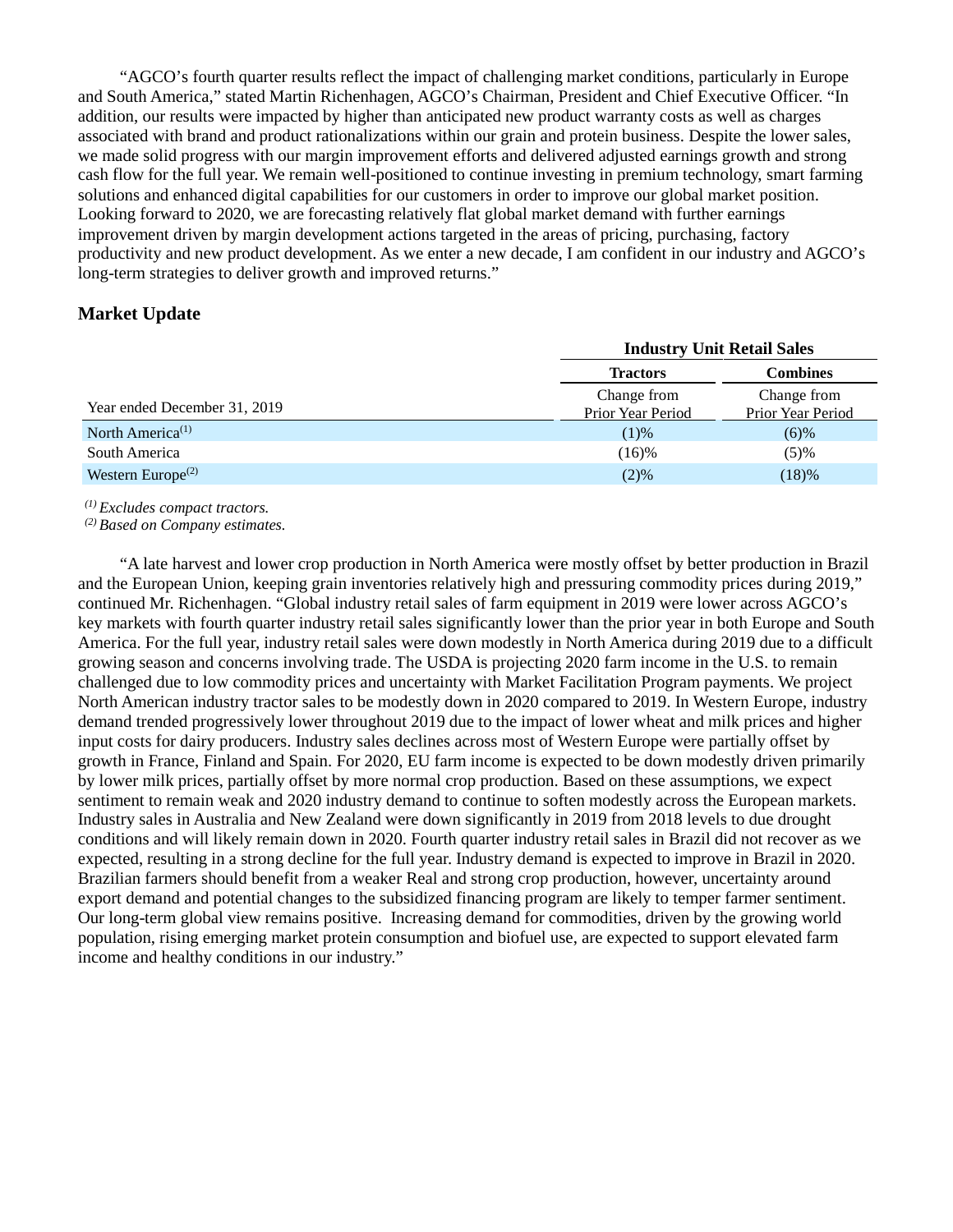"AGCO's fourth quarter results reflect the impact of challenging market conditions, particularly in Europe and South America," stated Martin Richenhagen, AGCO's Chairman, President and Chief Executive Officer. "In addition, our results were impacted by higher than anticipated new product warranty costs as well as charges associated with brand and product rationalizations within our grain and protein business. Despite the lower sales, we made solid progress with our margin improvement efforts and delivered adjusted earnings growth and strong cash flow for the full year. We remain well-positioned to continue investing in premium technology, smart farming solutions and enhanced digital capabilities for our customers in order to improve our global market position. Looking forward to 2020, we are forecasting relatively flat global market demand with further earnings improvement driven by margin development actions targeted in the areas of pricing, purchasing, factory productivity and new product development. As we enter a new decade, I am confident in our industry and AGCO's long-term strategies to deliver growth and improved returns."

## Market Update

| | Industry Unit Retail Sales | |
|---|---|---|
| | **Tractors** | **Combines** |
| Year ended December 31, 2019 | Change from Prior Year Period | Change from Prior Year Period |
| North America[(1)] | (1)% | (6)% |
| South America | (16)% | (5)% |
| Western Europe[(2)] | (2)% | (18)% |

*[(1)] Excludes compact tractors.*
*[(2)] Based on Company estimates.*

"A late harvest and lower crop production in North America were mostly offset by better production in Brazil and the European Union, keeping grain inventories relatively high and pressuring commodity prices during 2019," continued Mr. Richenhagen. "Global industry retail sales of farm equipment in 2019 were lower across AGCO's key markets with fourth quarter industry retail sales significantly lower than the prior year in both Europe and South America. For the full year, industry retail sales were down modestly in North America during 2019 due to a difficult growing season and concerns involving trade. The USDA is projecting 2020 farm income in the U.S. to remain challenged due to low commodity prices and uncertainty with Market Facilitation Program payments. We project North American industry tractor sales to be modestly down in 2020 compared to 2019. In Western Europe, industry demand trended progressively lower throughout 2019 due to the impact of lower wheat and milk prices and higher input costs for dairy producers. Industry sales declines across most of Western Europe were partially offset by growth in France, Finland and Spain. For 2020, EU farm income is expected to be down modestly driven primarily by lower milk prices, partially offset by more normal crop production. Based on these assumptions, we expect sentiment to remain weak and 2020 industry demand to continue to soften modestly across the European markets. Industry sales in Australia and New Zealand were down significantly in 2019 from 2018 levels to due drought conditions and will likely remain down in 2020. Fourth quarter industry retail sales in Brazil did not recover as we expected, resulting in a strong decline for the full year. Industry demand is expected to improve in Brazil in 2020. Brazilian farmers should benefit from a weaker Real and strong crop production, however, uncertainty around export demand and potential changes to the subsidized financing program are likely to temper farmer sentiment. Our long-term global view remains positive. Increasing demand for commodities, driven by the growing world population, rising emerging market protein consumption and biofuel use, are expected to support elevated farm income and healthy conditions in our industry."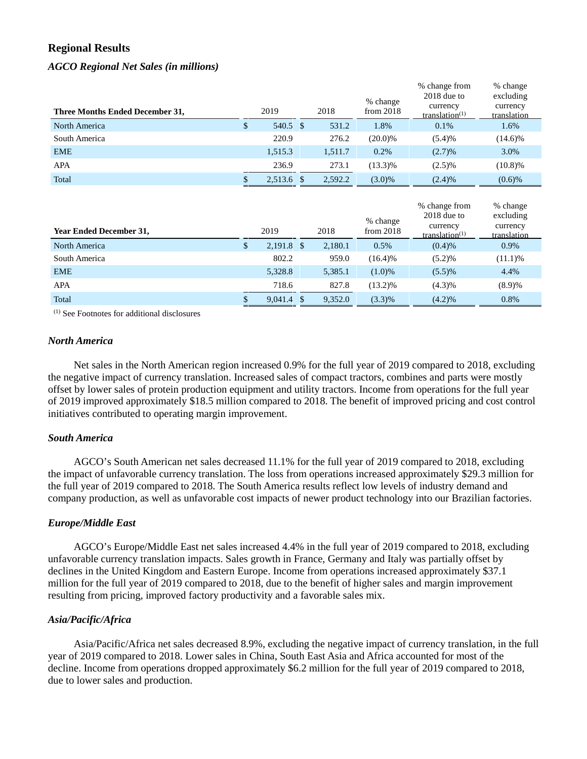## Regional Results

### *AGCO Regional Net Sales (in millions)*

| Three Months Ended December 31, | 2019 | 2018 | % change from 2018 | % change from 2018 due to currency translation[1] | % change excluding currency translation |
|---|---|---|---|---|---|
| North America | $ 540.5 | $ 531.2 | 1.8% | 0.1% | 1.6% |
| South America | 220.9 | 276.2 | (20.0)% | (5.4)% | (14.6)% |
| EME | 1,515.3 | 1,511.7 | 0.2% | (2.7)% | 3.0% |
| APA | 236.9 | 273.1 | (13.3)% | (2.5)% | (10.8)% |
| Total | $ 2,513.6 | $ 2,592.2 | (3.0)% | (2.4)% | (0.6)% |

| Year Ended December 31, | 2019 | 2018 | % change from 2018 | % change from 2018 due to currency translation[1] | % change excluding currency translation |
|---|---|---|---|---|---|
| North America | $ 2,191.8 | $ 2,180.1 | 0.5% | (0.4)% | 0.9% |
| South America | 802.2 | 959.0 | (16.4)% | (5.2)% | (11.1)% |
| EME | 5,328.8 | 5,385.1 | (1.0)% | (5.5)% | 4.4% |
| APA | 718.6 | 827.8 | (13.2)% | (4.3)% | (8.9)% |
| Total | $ 9,041.4 | $ 9,352.0 | (3.3)% | (4.2)% | 0.8% |

[1] See Footnotes for additional disclosures

### *North America*

Net sales in the North American region increased 0.9% for the full year of 2019 compared to 2018, excluding the negative impact of currency translation. Increased sales of compact tractors, combines and parts were mostly offset by lower sales of protein production equipment and utility tractors. Income from operations for the full year of 2019 improved approximately $18.5 million compared to 2018. The benefit of improved pricing and cost control initiatives contributed to operating margin improvement.

### *South America*

AGCO's South American net sales decreased 11.1% for the full year of 2019 compared to 2018, excluding the impact of unfavorable currency translation. The loss from operations increased approximately $29.3 million for the full year of 2019 compared to 2018. The South America results reflect low levels of industry demand and company production, as well as unfavorable cost impacts of newer product technology into our Brazilian factories.

### *Europe/Middle East*

AGCO's Europe/Middle East net sales increased 4.4% in the full year of 2019 compared to 2018, excluding unfavorable currency translation impacts. Sales growth in France, Germany and Italy was partially offset by declines in the United Kingdom and Eastern Europe. Income from operations increased approximately $37.1 million for the full year of 2019 compared to 2018, due to the benefit of higher sales and margin improvement resulting from pricing, improved factory productivity and a favorable sales mix.

### *Asia/Pacific/Africa*

Asia/Pacific/Africa net sales decreased 8.9%, excluding the negative impact of currency translation, in the full year of 2019 compared to 2018. Lower sales in China, South East Asia and Africa accounted for most of the decline. Income from operations dropped approximately $6.2 million for the full year of 2019 compared to 2018, due to lower sales and production.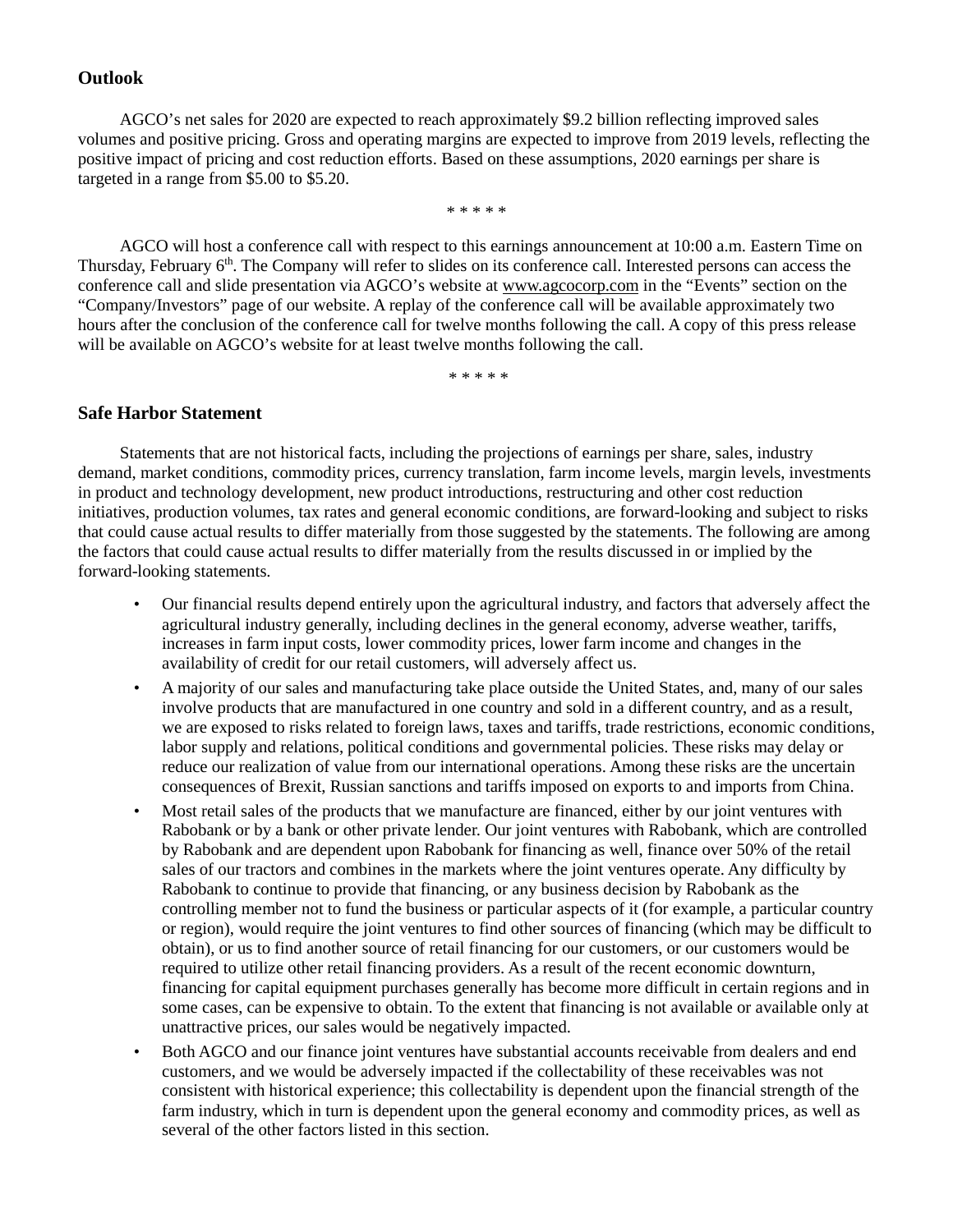### Outlook

AGCO's net sales for 2020 are expected to reach approximately $9.2 billion reflecting improved sales volumes and positive pricing. Gross and operating margins are expected to improve from 2019 levels, reflecting the positive impact of pricing and cost reduction efforts. Based on these assumptions, 2020 earnings per share is targeted in a range from $5.00 to $5.20.

* * * * *

AGCO will host a conference call with respect to this earnings announcement at 10:00 a.m. Eastern Time on Thursday, February 6th. The Company will refer to slides on its conference call. Interested persons can access the conference call and slide presentation via AGCO's website at www.agcocorp.com in the "Events" section on the "Company/Investors" page of our website. A replay of the conference call will be available approximately two hours after the conclusion of the conference call for twelve months following the call. A copy of this press release will be available on AGCO's website for at least twelve months following the call.

* * * * *

### Safe Harbor Statement

Statements that are not historical facts, including the projections of earnings per share, sales, industry demand, market conditions, commodity prices, currency translation, farm income levels, margin levels, investments in product and technology development, new product introductions, restructuring and other cost reduction initiatives, production volumes, tax rates and general economic conditions, are forward-looking and subject to risks that could cause actual results to differ materially from those suggested by the statements. The following are among the factors that could cause actual results to differ materially from the results discussed in or implied by the forward-looking statements.

- Our financial results depend entirely upon the agricultural industry, and factors that adversely affect the agricultural industry generally, including declines in the general economy, adverse weather, tariffs, increases in farm input costs, lower commodity prices, lower farm income and changes in the availability of credit for our retail customers, will adversely affect us.
- A majority of our sales and manufacturing take place outside the United States, and, many of our sales involve products that are manufactured in one country and sold in a different country, and as a result, we are exposed to risks related to foreign laws, taxes and tariffs, trade restrictions, economic conditions, labor supply and relations, political conditions and governmental policies. These risks may delay or reduce our realization of value from our international operations. Among these risks are the uncertain consequences of Brexit, Russian sanctions and tariffs imposed on exports to and imports from China.
- Most retail sales of the products that we manufacture are financed, either by our joint ventures with Rabobank or by a bank or other private lender. Our joint ventures with Rabobank, which are controlled by Rabobank and are dependent upon Rabobank for financing as well, finance over 50% of the retail sales of our tractors and combines in the markets where the joint ventures operate. Any difficulty by Rabobank to continue to provide that financing, or any business decision by Rabobank as the controlling member not to fund the business or particular aspects of it (for example, a particular country or region), would require the joint ventures to find other sources of financing (which may be difficult to obtain), or us to find another source of retail financing for our customers, or our customers would be required to utilize other retail financing providers. As a result of the recent economic downturn, financing for capital equipment purchases generally has become more difficult in certain regions and in some cases, can be expensive to obtain. To the extent that financing is not available or available only at unattractive prices, our sales would be negatively impacted.
- Both AGCO and our finance joint ventures have substantial accounts receivable from dealers and end customers, and we would be adversely impacted if the collectability of these receivables was not consistent with historical experience; this collectability is dependent upon the financial strength of the farm industry, which in turn is dependent upon the general economy and commodity prices, as well as several of the other factors listed in this section.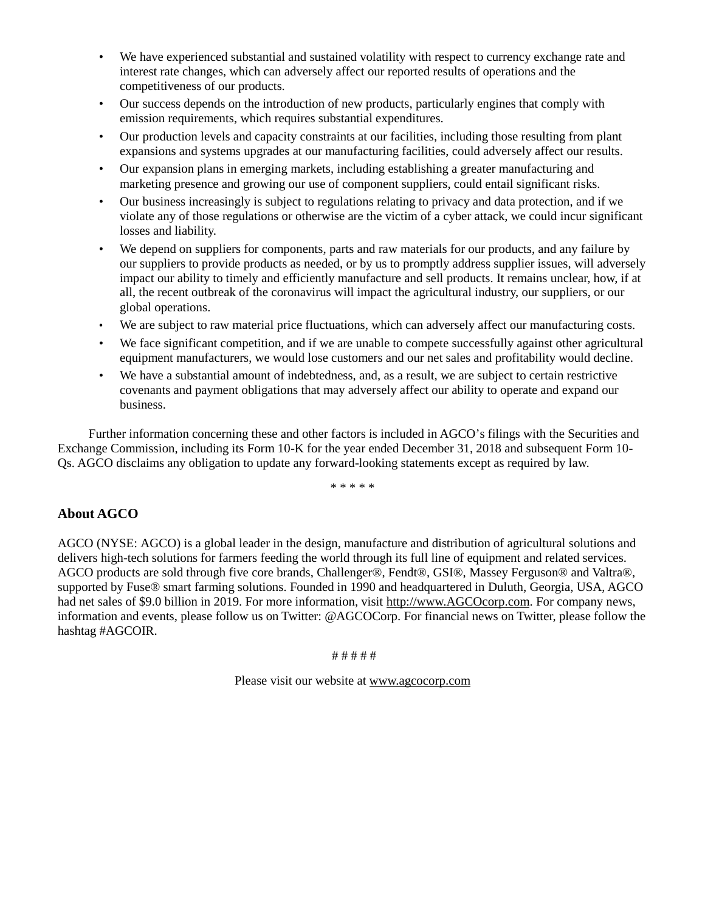- We have experienced substantial and sustained volatility with respect to currency exchange rate and interest rate changes, which can adversely affect our reported results of operations and the competitiveness of our products.
- Our success depends on the introduction of new products, particularly engines that comply with emission requirements, which requires substantial expenditures.
- Our production levels and capacity constraints at our facilities, including those resulting from plant expansions and systems upgrades at our manufacturing facilities, could adversely affect our results.
- Our expansion plans in emerging markets, including establishing a greater manufacturing and marketing presence and growing our use of component suppliers, could entail significant risks.
- Our business increasingly is subject to regulations relating to privacy and data protection, and if we violate any of those regulations or otherwise are the victim of a cyber attack, we could incur significant losses and liability.
- We depend on suppliers for components, parts and raw materials for our products, and any failure by our suppliers to provide products as needed, or by us to promptly address supplier issues, will adversely impact our ability to timely and efficiently manufacture and sell products. It remains unclear, how, if at all, the recent outbreak of the coronavirus will impact the agricultural industry, our suppliers, or our global operations.
- We are subject to raw material price fluctuations, which can adversely affect our manufacturing costs.
- We face significant competition, and if we are unable to compete successfully against other agricultural equipment manufacturers, we would lose customers and our net sales and profitability would decline.
- We have a substantial amount of indebtedness, and, as a result, we are subject to certain restrictive covenants and payment obligations that may adversely affect our ability to operate and expand our business.

Further information concerning these and other factors is included in AGCO's filings with the Securities and Exchange Commission, including its Form 10-K for the year ended December 31, 2018 and subsequent Form 10-Qs. AGCO disclaims any obligation to update any forward-looking statements except as required by law.

* * * * *

## About AGCO

AGCO (NYSE: AGCO) is a global leader in the design, manufacture and distribution of agricultural solutions and delivers high-tech solutions for farmers feeding the world through its full line of equipment and related services. AGCO products are sold through five core brands, Challenger®, Fendt®, GSI®, Massey Ferguson® and Valtra®, supported by Fuse® smart farming solutions. Founded in 1990 and headquartered in Duluth, Georgia, USA, AGCO had net sales of $9.0 billion in 2019. For more information, visit http://www.AGCOcorp.com. For company news, information and events, please follow us on Twitter: @AGCOCorp. For financial news on Twitter, please follow the hashtag #AGCOIR.

# # # # #

Please visit our website at www.agcocorp.com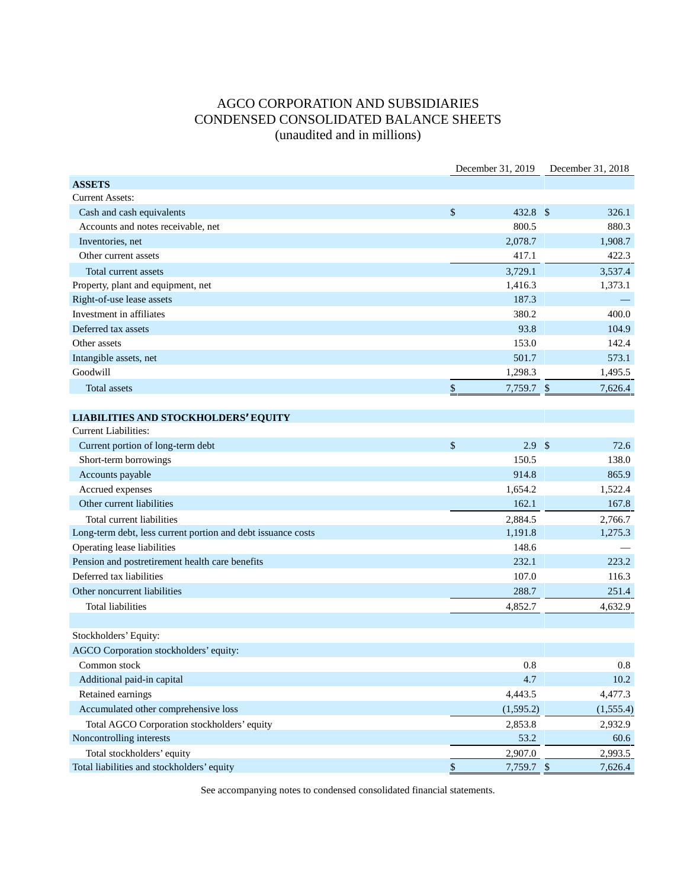# AGCO CORPORATION AND SUBSIDIARIES
## CONDENSED CONSOLIDATED BALANCE SHEETS
### (unaudited and in millions)

| | December 31, 2019 | December 31, 2018 |
|---|---|---|
| **ASSETS** | | |
| Current Assets: | | |
| Cash and cash equivalents | $ 432.8 | $ 326.1 |
| Accounts and notes receivable, net | 800.5 | 880.3 |
| Inventories, net | 2,078.7 | 1,908.7 |
| Other current assets | 417.1 | 422.3 |
| Total current assets | 3,729.1 | 3,537.4 |
| Property, plant and equipment, net | 1,416.3 | 1,373.1 |
| Right-of-use lease assets | 187.3 | — |
| Investment in affiliates | 380.2 | 400.0 |
| Deferred tax assets | 93.8 | 104.9 |
| Other assets | 153.0 | 142.4 |
| Intangible assets, net | 501.7 | 573.1 |
| Goodwill | 1,298.3 | 1,495.5 |
| Total assets | $ 7,759.7 | $ 7,626.4 |
| | | |
| **LIABILITIES AND STOCKHOLDERS' EQUITY** | | |
| Current Liabilities: | | |
| Current portion of long-term debt | $ 2.9 | $ 72.6 |
| Short-term borrowings | 150.5 | 138.0 |
| Accounts payable | 914.8 | 865.9 |
| Accrued expenses | 1,654.2 | 1,522.4 |
| Other current liabilities | 162.1 | 167.8 |
| Total current liabilities | 2,884.5 | 2,766.7 |
| Long-term debt, less current portion and debt issuance costs | 1,191.8 | 1,275.3 |
| Operating lease liabilities | 148.6 | — |
| Pension and postretirement health care benefits | 232.1 | 223.2 |
| Deferred tax liabilities | 107.0 | 116.3 |
| Other noncurrent liabilities | 288.7 | 251.4 |
| Total liabilities | 4,852.7 | 4,632.9 |
| | | |
| Stockholders' Equity: | | |
| AGCO Corporation stockholders' equity: | | |
| Common stock | 0.8 | 0.8 |
| Additional paid-in capital | 4.7 | 10.2 |
| Retained earnings | 4,443.5 | 4,477.3 |
| Accumulated other comprehensive loss | (1,595.2) | (1,555.4) |
| Total AGCO Corporation stockholders' equity | 2,853.8 | 2,932.9 |
| Noncontrolling interests | 53.2 | 60.6 |
| Total stockholders' equity | 2,907.0 | 2,993.5 |
| Total liabilities and stockholders' equity | $ 7,759.7 | $ 7,626.4 |

See accompanying notes to condensed consolidated financial statements.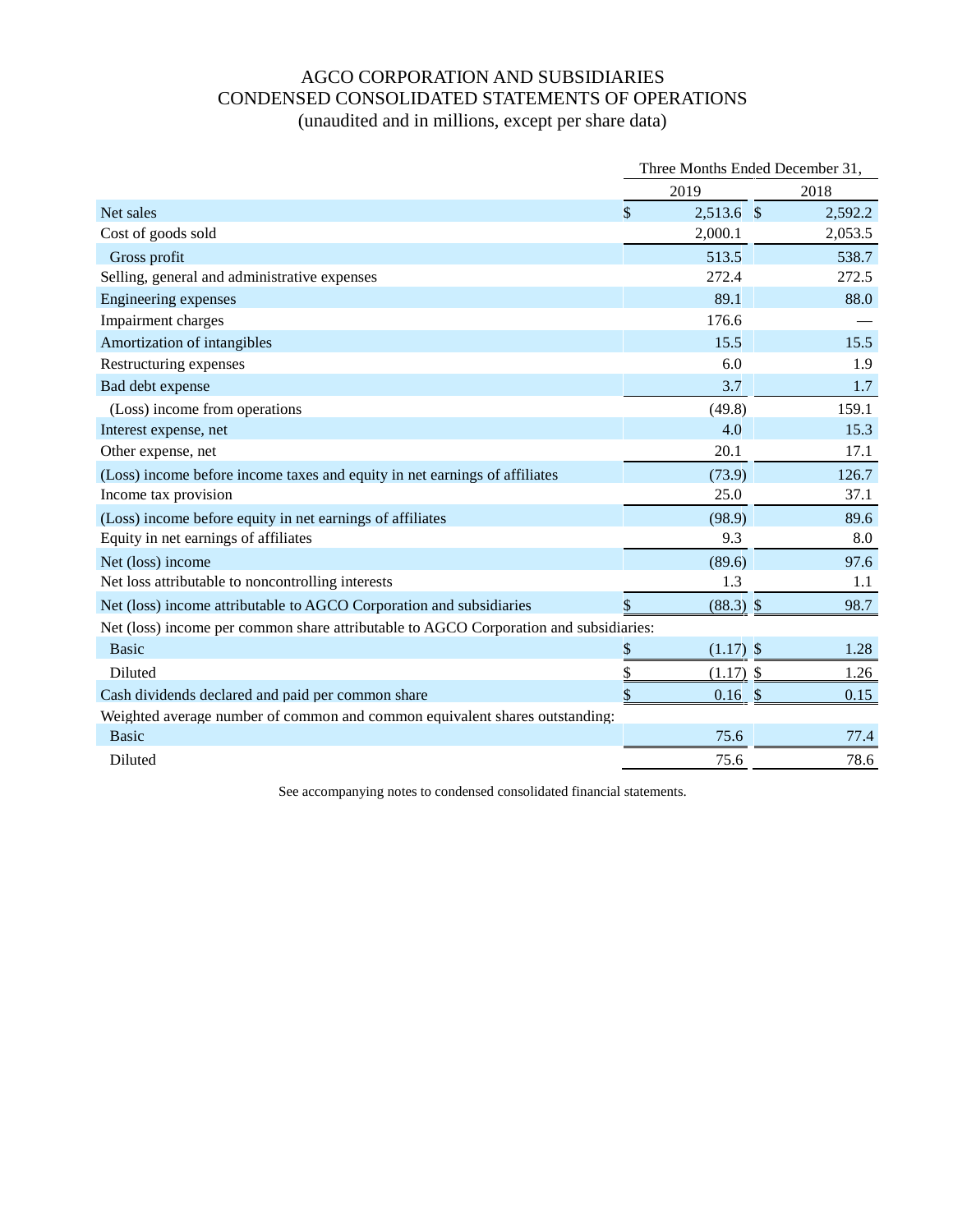# AGCO CORPORATION AND SUBSIDIARIES
## CONDENSED CONSOLIDATED STATEMENTS OF OPERATIONS
(unaudited and in millions, except per share data)

| | Three Months Ended December 31, | |
|---|---|---|
| | 2019 | 2018 |
| Net sales | $ 2,513.6 | $ 2,592.2 |
| Cost of goods sold | 2,000.1 | 2,053.5 |
| Gross profit | 513.5 | 538.7 |
| Selling, general and administrative expenses | 272.4 | 272.5 |
| Engineering expenses | 89.1 | 88.0 |
| Impairment charges | 176.6 | — |
| Amortization of intangibles | 15.5 | 15.5 |
| Restructuring expenses | 6.0 | 1.9 |
| Bad debt expense | 3.7 | 1.7 |
| (Loss) income from operations | (49.8) | 159.1 |
| Interest expense, net | 4.0 | 15.3 |
| Other expense, net | 20.1 | 17.1 |
| (Loss) income before income taxes and equity in net earnings of affiliates | (73.9) | 126.7 |
| Income tax provision | 25.0 | 37.1 |
| (Loss) income before equity in net earnings of affiliates | (98.9) | 89.6 |
| Equity in net earnings of affiliates | 9.3 | 8.0 |
| Net (loss) income | (89.6) | 97.6 |
| Net loss attributable to noncontrolling interests | 1.3 | 1.1 |
| Net (loss) income attributable to AGCO Corporation and subsidiaries | $ (88.3) | $ 98.7 |
| Net (loss) income per common share attributable to AGCO Corporation and subsidiaries: | | |
| Basic | $ (1.17) | $ 1.28 |
| Diluted | $ (1.17) | $ 1.26 |
| Cash dividends declared and paid per common share | $ 0.16 | $ 0.15 |
| Weighted average number of common and common equivalent shares outstanding: | | |
| Basic | 75.6 | 77.4 |
| Diluted | 75.6 | 78.6 |

See accompanying notes to condensed consolidated financial statements.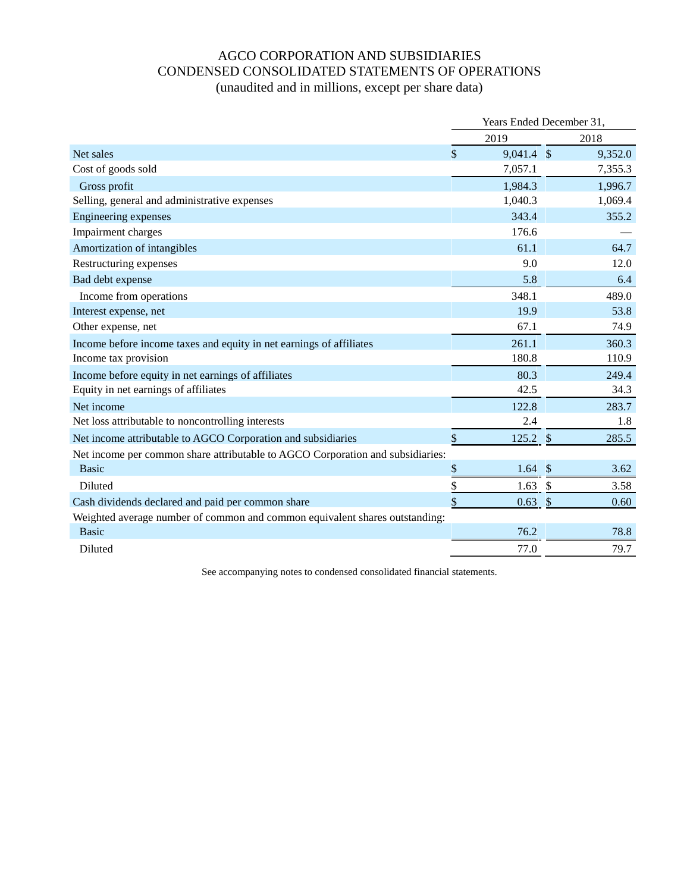# AGCO CORPORATION AND SUBSIDIARIES
## CONDENSED CONSOLIDATED STATEMENTS OF OPERATIONS
(unaudited and in millions, except per share data)

| | Years Ended December 31, | |
|---|---|---|
| | 2019 | 2018 |
| Net sales | $ 9,041.4 | $ 9,352.0 |
| Cost of goods sold | 7,057.1 | 7,355.3 |
| Gross profit | 1,984.3 | 1,996.7 |
| Selling, general and administrative expenses | 1,040.3 | 1,069.4 |
| Engineering expenses | 343.4 | 355.2 |
| Impairment charges | 176.6 | — |
| Amortization of intangibles | 61.1 | 64.7 |
| Restructuring expenses | 9.0 | 12.0 |
| Bad debt expense | 5.8 | 6.4 |
| Income from operations | 348.1 | 489.0 |
| Interest expense, net | 19.9 | 53.8 |
| Other expense, net | 67.1 | 74.9 |
| Income before income taxes and equity in net earnings of affiliates | 261.1 | 360.3 |
| Income tax provision | 180.8 | 110.9 |
| Income before equity in net earnings of affiliates | 80.3 | 249.4 |
| Equity in net earnings of affiliates | 42.5 | 34.3 |
| Net income | 122.8 | 283.7 |
| Net loss attributable to noncontrolling interests | 2.4 | 1.8 |
| Net income attributable to AGCO Corporation and subsidiaries | $ 125.2 | $ 285.5 |
| Net income per common share attributable to AGCO Corporation and subsidiaries: | | |
| Basic | $ 1.64 | $ 3.62 |
| Diluted | $ 1.63 | $ 3.58 |
| Cash dividends declared and paid per common share | $ 0.63 | $ 0.60 |
| Weighted average number of common and common equivalent shares outstanding: | | |
| Basic | 76.2 | 78.8 |
| Diluted | 77.0 | 79.7 |

See accompanying notes to condensed consolidated financial statements.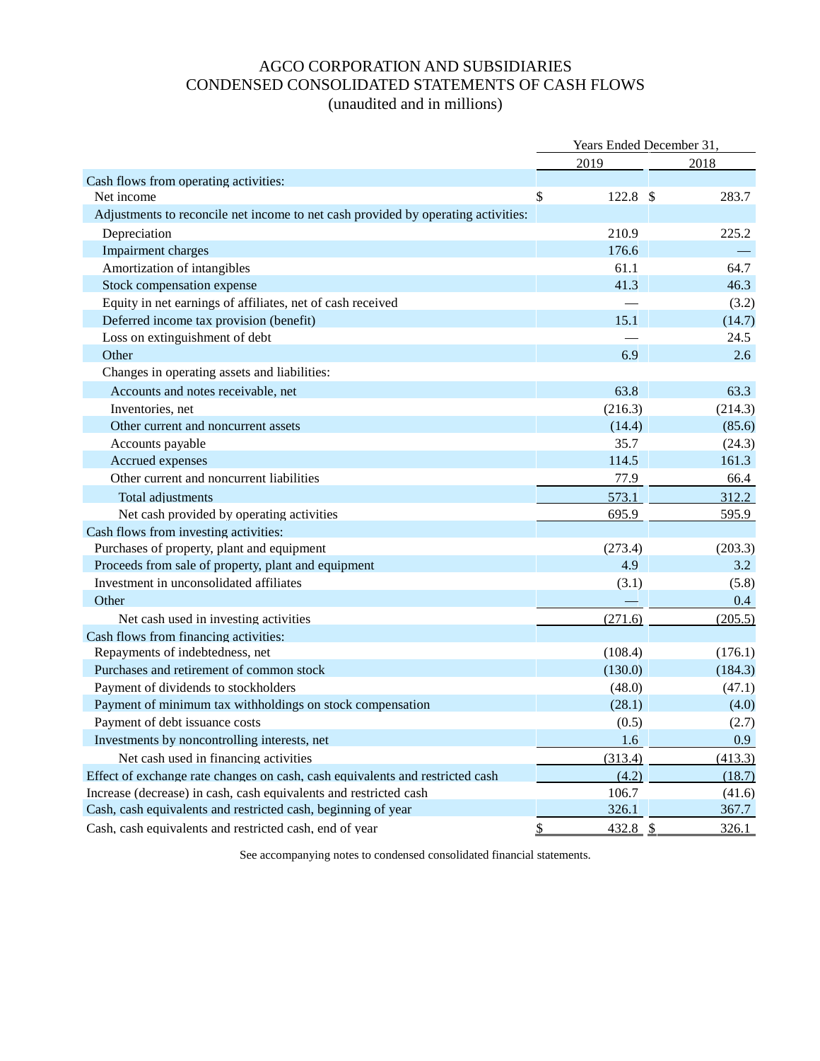# AGCO CORPORATION AND SUBSIDIARIES
# CONDENSED CONSOLIDATED STATEMENTS OF CASH FLOWS
(unaudited and in millions)

| | Years Ended December 31, | |
|---|---|---|
| | 2019 | 2018 |
| Cash flows from operating activities: | | |
| Net income | $ 122.8 | $ 283.7 |
| Adjustments to reconcile net income to net cash provided by operating activities: | | |
| Depreciation | 210.9 | 225.2 |
| Impairment charges | 176.6 | — |
| Amortization of intangibles | 61.1 | 64.7 |
| Stock compensation expense | 41.3 | 46.3 |
| Equity in net earnings of affiliates, net of cash received | — | (3.2) |
| Deferred income tax provision (benefit) | 15.1 | (14.7) |
| Loss on extinguishment of debt | — | 24.5 |
| Other | 6.9 | 2.6 |
| Changes in operating assets and liabilities: | | |
| Accounts and notes receivable, net | 63.8 | 63.3 |
| Inventories, net | (216.3) | (214.3) |
| Other current and noncurrent assets | (14.4) | (85.6) |
| Accounts payable | 35.7 | (24.3) |
| Accrued expenses | 114.5 | 161.3 |
| Other current and noncurrent liabilities | 77.9 | 66.4 |
| Total adjustments | 573.1 | 312.2 |
| Net cash provided by operating activities | 695.9 | 595.9 |
| Cash flows from investing activities: | | |
| Purchases of property, plant and equipment | (273.4) | (203.3) |
| Proceeds from sale of property, plant and equipment | 4.9 | 3.2 |
| Investment in unconsolidated affiliates | (3.1) | (5.8) |
| Other | — | 0.4 |
| Net cash used in investing activities | (271.6) | (205.5) |
| Cash flows from financing activities: | | |
| Repayments of indebtedness, net | (108.4) | (176.1) |
| Purchases and retirement of common stock | (130.0) | (184.3) |
| Payment of dividends to stockholders | (48.0) | (47.1) |
| Payment of minimum tax withholdings on stock compensation | (28.1) | (4.0) |
| Payment of debt issuance costs | (0.5) | (2.7) |
| Investments by noncontrolling interests, net | 1.6 | 0.9 |
| Net cash used in financing activities | (313.4) | (413.3) |
| Effect of exchange rate changes on cash, cash equivalents and restricted cash | (4.2) | (18.7) |
| Increase (decrease) in cash, cash equivalents and restricted cash | 106.7 | (41.6) |
| Cash, cash equivalents and restricted cash, beginning of year | 326.1 | 367.7 |
| Cash, cash equivalents and restricted cash, end of year | $ 432.8 | $ 326.1 |

See accompanying notes to condensed consolidated financial statements.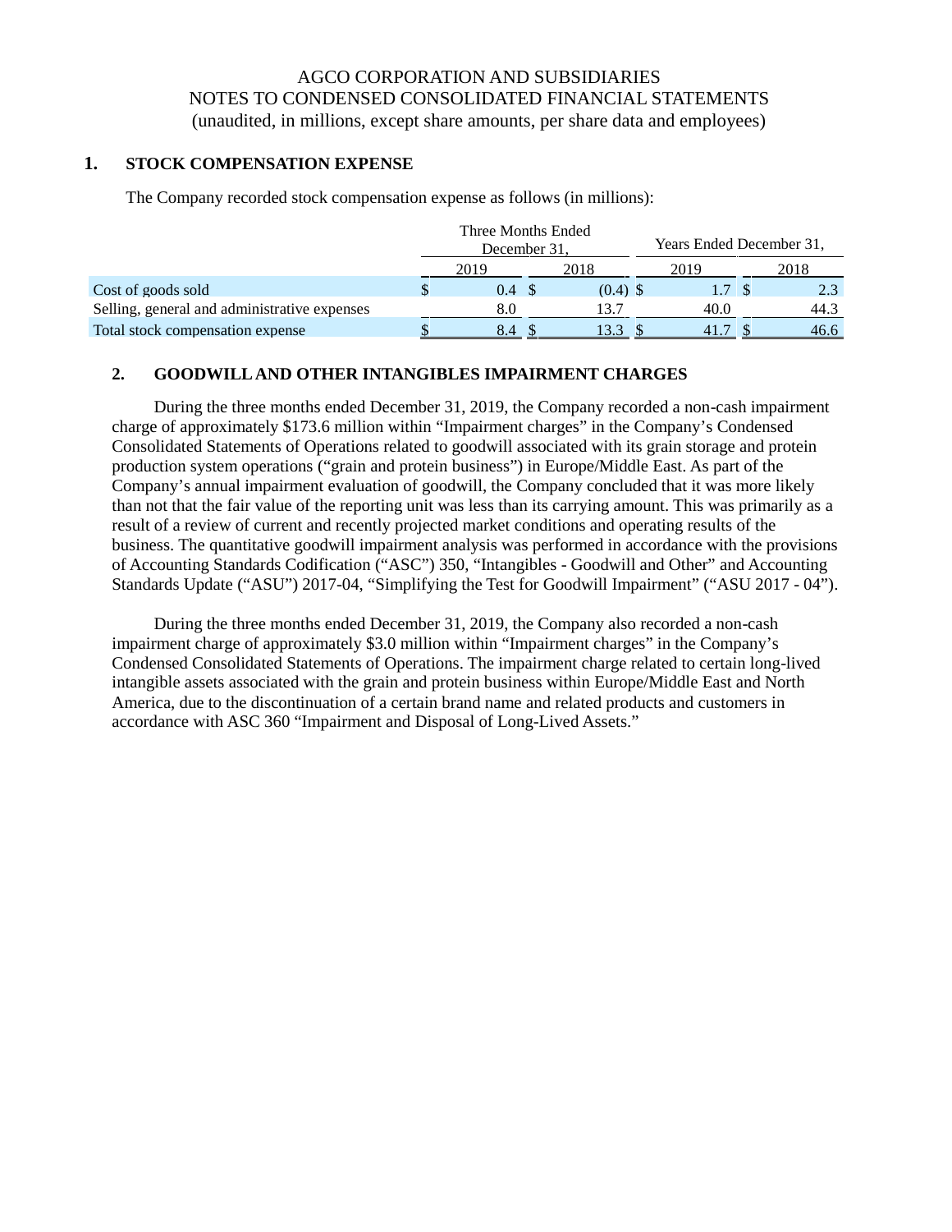# AGCO CORPORATION AND SUBSIDIARIES
## NOTES TO CONDENSED CONSOLIDATED FINANCIAL STATEMENTS
(unaudited, in millions, except share amounts, per share data and employees)

## 1. STOCK COMPENSATION EXPENSE

The Company recorded stock compensation expense as follows (in millions):

| | Three Months Ended December 31, | | Years Ended December 31, | |
|---|---|---|---|---|
| | 2019 | 2018 | 2019 | 2018 |
| Cost of goods sold | $ 0.4 | $ (0.4) | $ 1.7 | $ 2.3 |
| Selling, general and administrative expenses | 8.0 | 13.7 | 40.0 | 44.3 |
| Total stock compensation expense | $ 8.4 | $ 13.3 | $ 41.7 | $ 46.6 |

## 2. GOODWILL AND OTHER INTANGIBLES IMPAIRMENT CHARGES

During the three months ended December 31, 2019, the Company recorded a non-cash impairment charge of approximately $173.6 million within "Impairment charges" in the Company's Condensed Consolidated Statements of Operations related to goodwill associated with its grain storage and protein production system operations ("grain and protein business") in Europe/Middle East. As part of the Company's annual impairment evaluation of goodwill, the Company concluded that it was more likely than not that the fair value of the reporting unit was less than its carrying amount. This was primarily as a result of a review of current and recently projected market conditions and operating results of the business. The quantitative goodwill impairment analysis was performed in accordance with the provisions of Accounting Standards Codification ("ASC") 350, "Intangibles - Goodwill and Other" and Accounting Standards Update ("ASU") 2017-04, "Simplifying the Test for Goodwill Impairment" ("ASU 2017 - 04").

During the three months ended December 31, 2019, the Company also recorded a non-cash impairment charge of approximately $3.0 million within "Impairment charges" in the Company's Condensed Consolidated Statements of Operations. The impairment charge related to certain long-lived intangible assets associated with the grain and protein business within Europe/Middle East and North America, due to the discontinuation of a certain brand name and related products and customers in accordance with ASC 360 "Impairment and Disposal of Long-Lived Assets."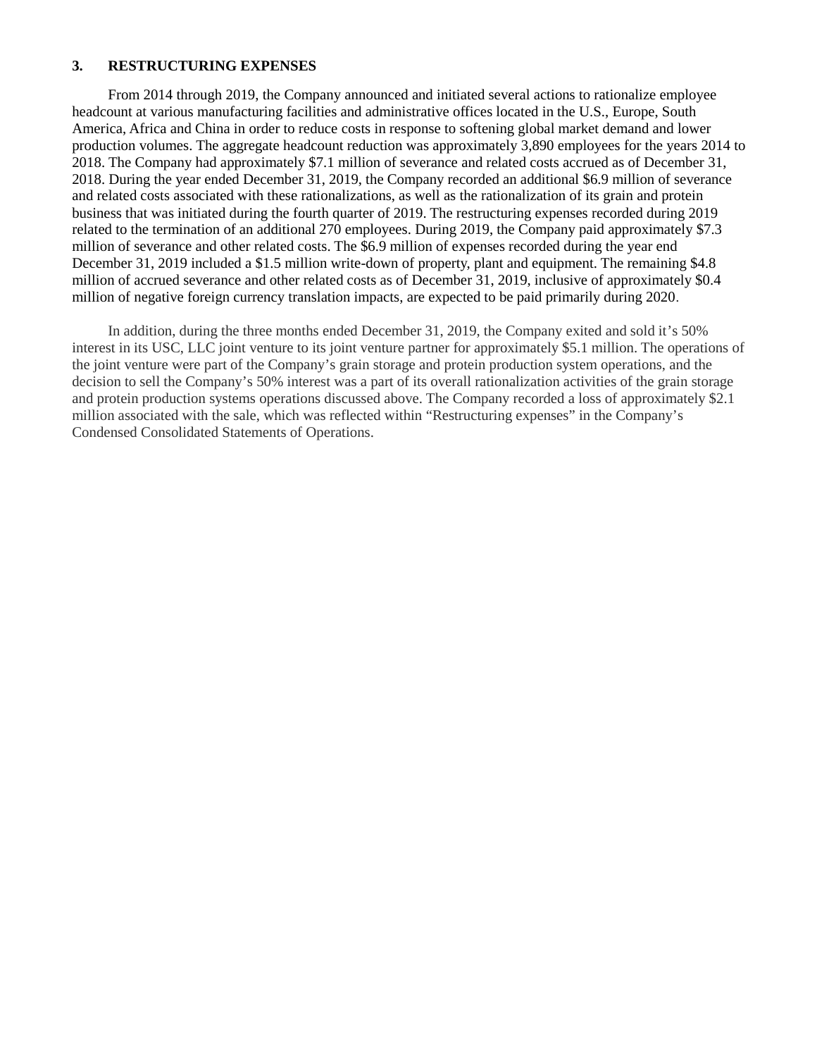## 3. RESTRUCTURING EXPENSES

From 2014 through 2019, the Company announced and initiated several actions to rationalize employee headcount at various manufacturing facilities and administrative offices located in the U.S., Europe, South America, Africa and China in order to reduce costs in response to softening global market demand and lower production volumes. The aggregate headcount reduction was approximately 3,890 employees for the years 2014 to 2018. The Company had approximately $7.1 million of severance and related costs accrued as of December 31, 2018. During the year ended December 31, 2019, the Company recorded an additional $6.9 million of severance and related costs associated with these rationalizations, as well as the rationalization of its grain and protein business that was initiated during the fourth quarter of 2019. The restructuring expenses recorded during 2019 related to the termination of an additional 270 employees. During 2019, the Company paid approximately $7.3 million of severance and other related costs. The $6.9 million of expenses recorded during the year end December 31, 2019 included a $1.5 million write-down of property, plant and equipment. The remaining $4.8 million of accrued severance and other related costs as of December 31, 2019, inclusive of approximately $0.4 million of negative foreign currency translation impacts, are expected to be paid primarily during 2020.

In addition, during the three months ended December 31, 2019, the Company exited and sold it's 50% interest in its USC, LLC joint venture to its joint venture partner for approximately $5.1 million. The operations of the joint venture were part of the Company's grain storage and protein production system operations, and the decision to sell the Company's 50% interest was a part of its overall rationalization activities of the grain storage and protein production systems operations discussed above. The Company recorded a loss of approximately $2.1 million associated with the sale, which was reflected within "Restructuring expenses" in the Company's Condensed Consolidated Statements of Operations.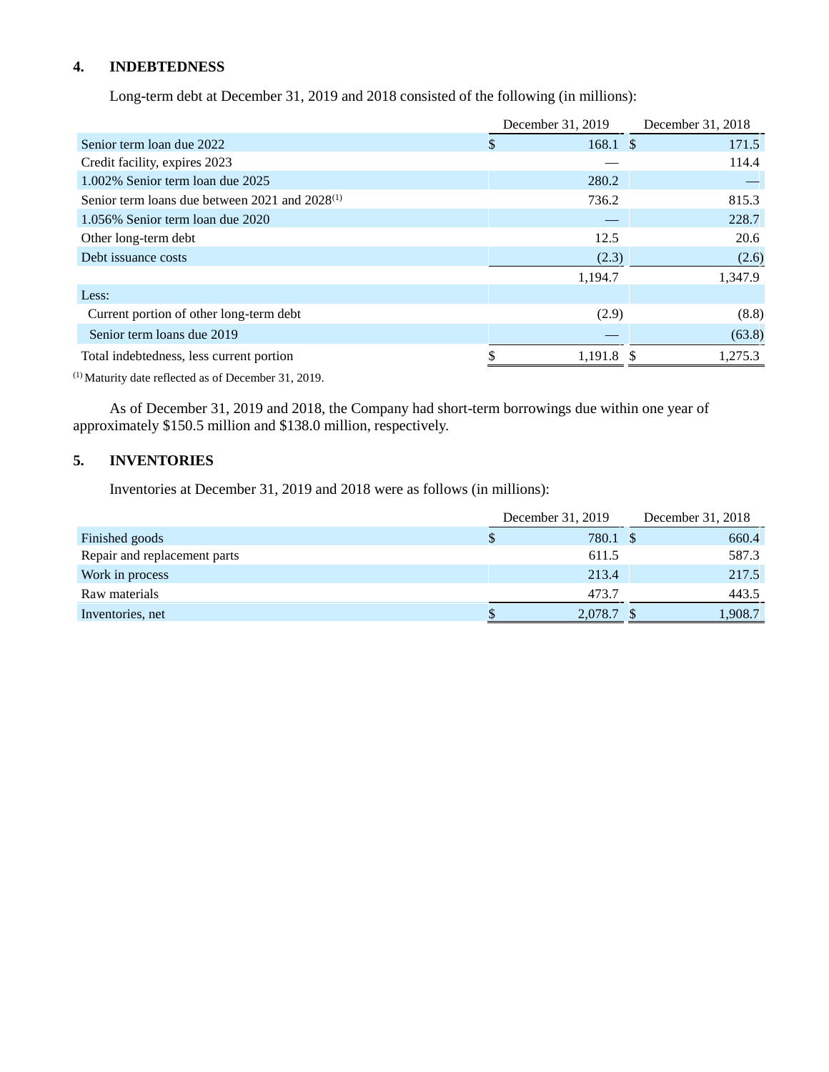## 4. INDEBTEDNESS

Long-term debt at December 31, 2019 and 2018 consisted of the following (in millions):

| | December 31, 2019 | December 31, 2018 |
|---|---|---|
| Senior term loan due 2022 | $ 168.1 | $ 171.5 |
| Credit facility, expires 2023 | — | 114.4 |
| 1.002% Senior term loan due 2025 | 280.2 | — |
| Senior term loans due between 2021 and 2028[1] | 736.2 | 815.3 |
| 1.056% Senior term loan due 2020 | — | 228.7 |
| Other long-term debt | 12.5 | 20.6 |
| Debt issuance costs | (2.3) | (2.6) |
| | 1,194.7 | 1,347.9 |
| Less: | | |
| Current portion of other long-term debt | (2.9) | (8.8) |
| Senior term loans due 2019 | — | (63.8) |
| Total indebtedness, less current portion | $ 1,191.8 | $ 1,275.3 |

[1] Maturity date reflected as of December 31, 2019.

As of December 31, 2019 and 2018, the Company had short-term borrowings due within one year of approximately $150.5 million and $138.0 million, respectively.

## 5. INVENTORIES

Inventories at December 31, 2019 and 2018 were as follows (in millions):

| | December 31, 2019 | December 31, 2018 |
|---|---|---|
| Finished goods | $ 780.1 | $ 660.4 |
| Repair and replacement parts | 611.5 | 587.3 |
| Work in process | 213.4 | 217.5 |
| Raw materials | 473.7 | 443.5 |
| Inventories, net | $ 2,078.7 | $ 1,908.7 |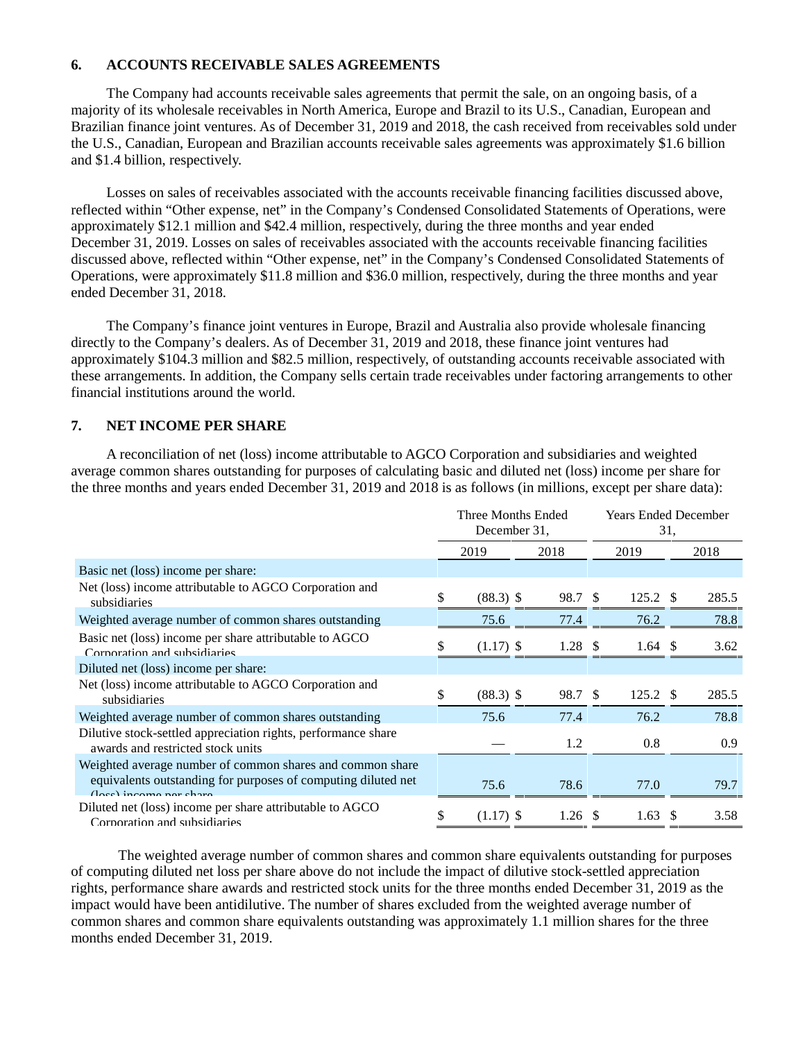## 6. ACCOUNTS RECEIVABLE SALES AGREEMENTS

The Company had accounts receivable sales agreements that permit the sale, on an ongoing basis, of a majority of its wholesale receivables in North America, Europe and Brazil to its U.S., Canadian, European and Brazilian finance joint ventures. As of December 31, 2019 and 2018, the cash received from receivables sold under the U.S., Canadian, European and Brazilian accounts receivable sales agreements was approximately $1.6 billion and $1.4 billion, respectively.

Losses on sales of receivables associated with the accounts receivable financing facilities discussed above, reflected within "Other expense, net" in the Company's Condensed Consolidated Statements of Operations, were approximately $12.1 million and $42.4 million, respectively, during the three months and year ended December 31, 2019. Losses on sales of receivables associated with the accounts receivable financing facilities discussed above, reflected within "Other expense, net" in the Company's Condensed Consolidated Statements of Operations, were approximately $11.8 million and $36.0 million, respectively, during the three months and year ended December 31, 2018.

The Company's finance joint ventures in Europe, Brazil and Australia also provide wholesale financing directly to the Company's dealers. As of December 31, 2019 and 2018, these finance joint ventures had approximately $104.3 million and $82.5 million, respectively, of outstanding accounts receivable associated with these arrangements. In addition, the Company sells certain trade receivables under factoring arrangements to other financial institutions around the world.

## 7. NET INCOME PER SHARE

A reconciliation of net (loss) income attributable to AGCO Corporation and subsidiaries and weighted average common shares outstanding for purposes of calculating basic and diluted net (loss) income per share for the three months and years ended December 31, 2019 and 2018 is as follows (in millions, except per share data):

| | Three Months Ended December 31, | | Years Ended December 31, | |
|---|---|---|---|---|
| | 2019 | 2018 | 2019 | 2018 |
| Basic net (loss) income per share: | | | | |
| Net (loss) income attributable to AGCO Corporation and subsidiaries | $ (88.3) | $ 98.7 | $ 125.2 | $ 285.5 |
| Weighted average number of common shares outstanding | 75.6 | 77.4 | 76.2 | 78.8 |
| Basic net (loss) income per share attributable to AGCO Corporation and subsidiaries | $ (1.17) | $ 1.28 | $ 1.64 | $ 3.62 |
| Diluted net (loss) income per share: | | | | |
| Net (loss) income attributable to AGCO Corporation and subsidiaries | $ (88.3) | $ 98.7 | $ 125.2 | $ 285.5 |
| Weighted average number of common shares outstanding | 75.6 | 77.4 | 76.2 | 78.8 |
| Dilutive stock-settled appreciation rights, performance share awards and restricted stock units | — | 1.2 | 0.8 | 0.9 |
| Weighted average number of common shares and common share equivalents outstanding for purposes of computing diluted net (loss) income per share | 75.6 | 78.6 | 77.0 | 79.7 |
| Diluted net (loss) income per share attributable to AGCO Corporation and subsidiaries | $ (1.17) | $ 1.26 | $ 1.63 | $ 3.58 |

The weighted average number of common shares and common share equivalents outstanding for purposes of computing diluted net loss per share above do not include the impact of dilutive stock-settled appreciation rights, performance share awards and restricted stock units for the three months ended December 31, 2019 as the impact would have been antidilutive. The number of shares excluded from the weighted average number of common shares and common share equivalents outstanding was approximately 1.1 million shares for the three months ended December 31, 2019.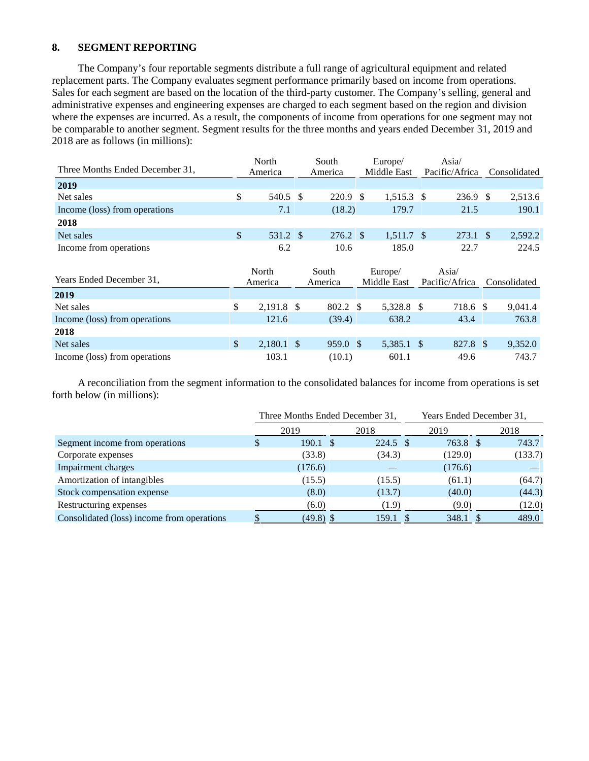## 8. SEGMENT REPORTING

The Company's four reportable segments distribute a full range of agricultural equipment and related replacement parts. The Company evaluates segment performance primarily based on income from operations. Sales for each segment are based on the location of the third-party customer. The Company's selling, general and administrative expenses and engineering expenses are charged to each segment based on the region and division where the expenses are incurred. As a result, the components of income from operations for one segment may not be comparable to another segment. Segment results for the three months and years ended December 31, 2019 and 2018 are as follows (in millions):

| Three Months Ended December 31, | North America | South America | Europe/ Middle East | Asia/ Pacific/Africa | Consolidated |
|---|---|---|---|---|---|
| **2019** | | | | | |
| Net sales | $ 540.5 | $ 220.9 | $ 1,515.3 | $ 236.9 | $ 2,513.6 |
| Income (loss) from operations | 7.1 | (18.2) | 179.7 | 21.5 | 190.1 |
| **2018** | | | | | |
| Net sales | $ 531.2 | $ 276.2 | $ 1,511.7 | $ 273.1 | $ 2,592.2 |
| Income from operations | 6.2 | 10.6 | 185.0 | 22.7 | 224.5 |

| Years Ended December 31, | North America | South America | Europe/ Middle East | Asia/ Pacific/Africa | Consolidated |
|---|---|---|---|---|---|
| **2019** | | | | | |
| Net sales | $ 2,191.8 | $ 802.2 | $ 5,328.8 | $ 718.6 | $ 9,041.4 |
| Income (loss) from operations | 121.6 | (39.4) | 638.2 | 43.4 | 763.8 |
| **2018** | | | | | |
| Net sales | $ 2,180.1 | $ 959.0 | $ 5,385.1 | $ 827.8 | $ 9,352.0 |
| Income (loss) from operations | 103.1 | (10.1) | 601.1 | 49.6 | 743.7 |

A reconciliation from the segment information to the consolidated balances for income from operations is set forth below (in millions):

| | Three Months Ended December 31, | | Years Ended December 31, | |
|---|---|---|---|---|
| | 2019 | 2018 | 2019 | 2018 |
| Segment income from operations | $ 190.1 | $ 224.5 | $ 763.8 | $ 743.7 |
| Corporate expenses | (33.8) | (34.3) | (129.0) | (133.7) |
| Impairment charges | (176.6) | — | (176.6) | — |
| Amortization of intangibles | (15.5) | (15.5) | (61.1) | (64.7) |
| Stock compensation expense | (8.0) | (13.7) | (40.0) | (44.3) |
| Restructuring expenses | (6.0) | (1.9) | (9.0) | (12.0) |
| Consolidated (loss) income from operations | $ (49.8) | $ 159.1 | $ 348.1 | $ 489.0 |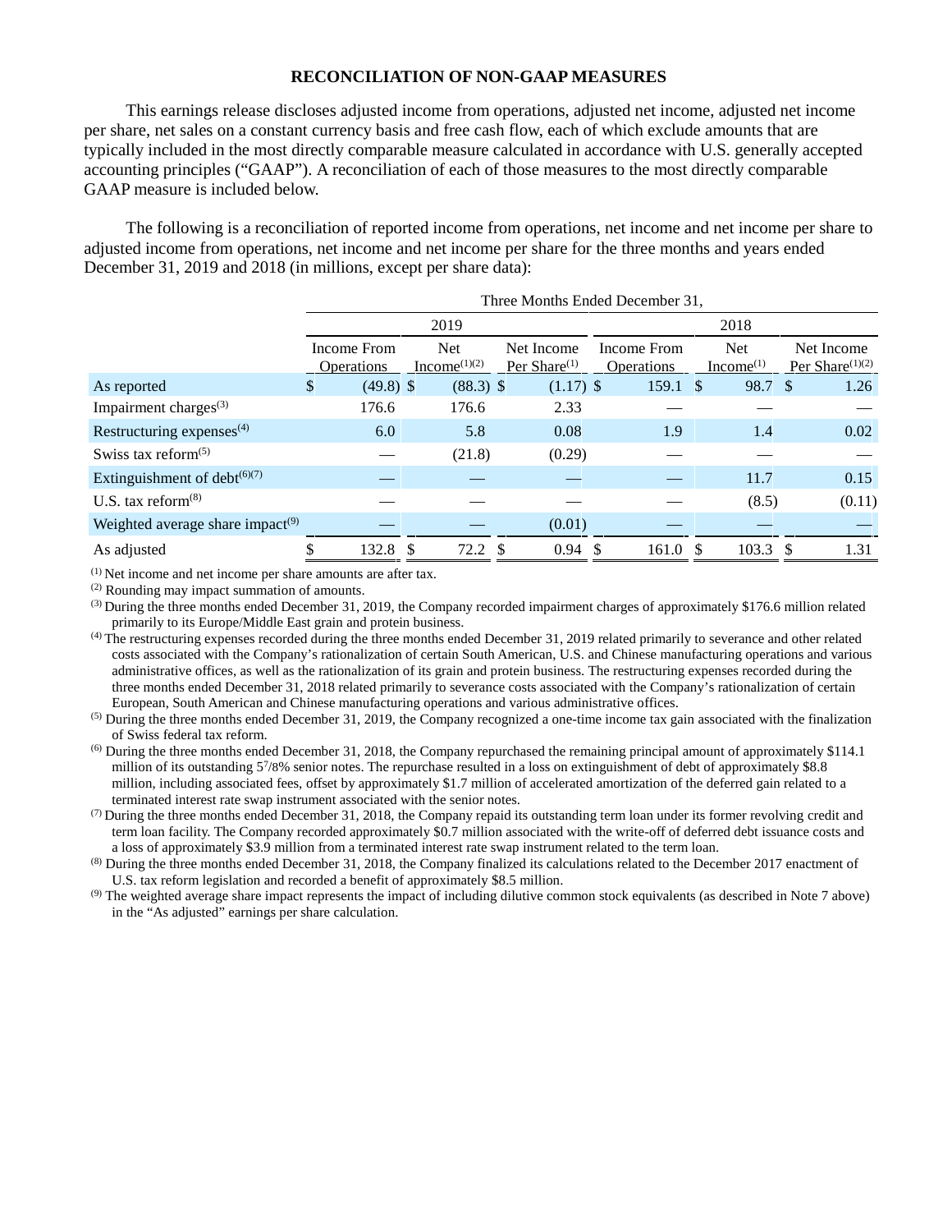## RECONCILIATION OF NON-GAAP MEASURES

This earnings release discloses adjusted income from operations, adjusted net income, adjusted net income per share, net sales on a constant currency basis and free cash flow, each of which exclude amounts that are typically included in the most directly comparable measure calculated in accordance with U.S. generally accepted accounting principles ("GAAP"). A reconciliation of each of those measures to the most directly comparable GAAP measure is included below.

The following is a reconciliation of reported income from operations, net income and net income per share to adjusted income from operations, net income and net income per share for the three months and years ended December 31, 2019 and 2018 (in millions, except per share data):

| | Three Months Ended December 31, | | | | | |
|---|---|---|---|---|---|---|
| | 2019 | | | 2018 | | |
| | Income From Operations | Net Income[(1)(2)] | Net Income Per Share[(1)] | Income From Operations | Net Income[(1)] | Net Income Per Share[(1)(2)] |
| As reported | $ (49.8) | $ (88.3) | $ (1.17) | $ 159.1 | $ 98.7 | $ 1.26 |
| Impairment charges[(3)] | 176.6 | 176.6 | 2.33 | — | — | — |
| Restructuring expenses[(4)] | 6.0 | 5.8 | 0.08 | 1.9 | 1.4 | 0.02 |
| Swiss tax reform[(5)] | — | (21.8) | (0.29) | — | — | — |
| Extinguishment of debt[(6)(7)] | — | — | — | — | 11.7 | 0.15 |
| U.S. tax reform[(8)] | — | — | — | — | (8.5) | (0.11) |
| Weighted average share impact[(9)] | — | — | (0.01) | — | — | — |
| As adjusted | $ 132.8 | $ 72.2 | $ 0.94 | $ 161.0 | $ 103.3 | $ 1.31 |

(1) Net income and net income per share amounts are after tax.

(2) Rounding may impact summation of amounts.

(3) During the three months ended December 31, 2019, the Company recorded impairment charges of approximately $176.6 million related primarily to its Europe/Middle East grain and protein business.

(4) The restructuring expenses recorded during the three months ended December 31, 2019 related primarily to severance and other related costs associated with the Company's rationalization of certain South American, U.S. and Chinese manufacturing operations and various administrative offices, as well as the rationalization of its grain and protein business. The restructuring expenses recorded during the three months ended December 31, 2018 related primarily to severance costs associated with the Company's rationalization of certain European, South American and Chinese manufacturing operations and various administrative offices.

(5) During the three months ended December 31, 2019, the Company recognized a one-time income tax gain associated with the finalization of Swiss federal tax reform.

(6) During the three months ended December 31, 2018, the Company repurchased the remaining principal amount of approximately $114.1 million of its outstanding 5⁷/8% senior notes. The repurchase resulted in a loss on extinguishment of debt of approximately $8.8 million, including associated fees, offset by approximately $1.7 million of accelerated amortization of the deferred gain related to a terminated interest rate swap instrument associated with the senior notes.

(7) During the three months ended December 31, 2018, the Company repaid its outstanding term loan under its former revolving credit and term loan facility. The Company recorded approximately $0.7 million associated with the write-off of deferred debt issuance costs and a loss of approximately $3.9 million from a terminated interest rate swap instrument related to the term loan.

(8) During the three months ended December 31, 2018, the Company finalized its calculations related to the December 2017 enactment of U.S. tax reform legislation and recorded a benefit of approximately $8.5 million.

(9) The weighted average share impact represents the impact of including dilutive common stock equivalents (as described in Note 7 above) in the "As adjusted" earnings per share calculation.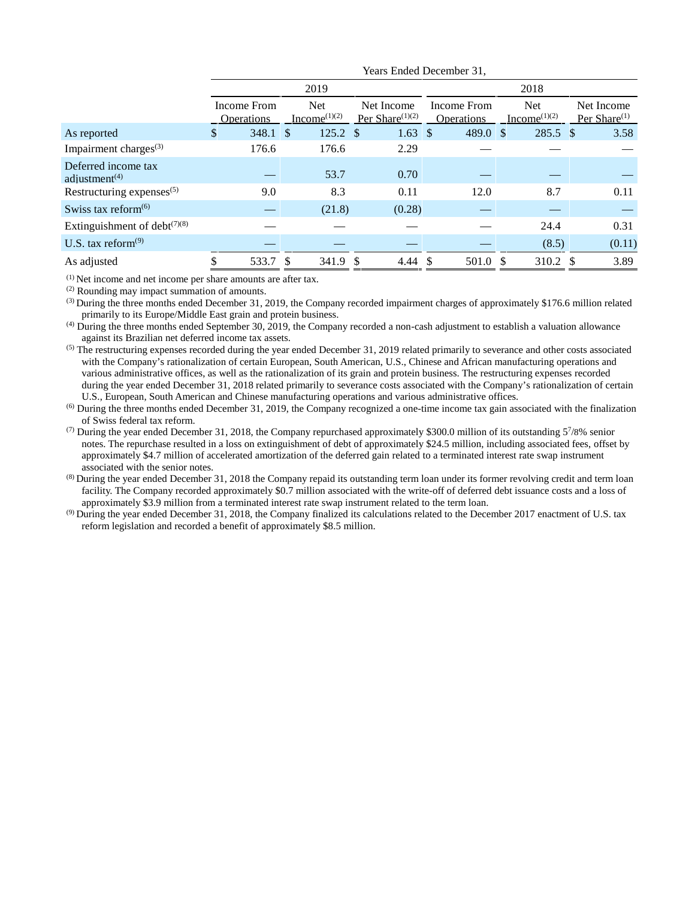| | Years Ended December 31, | | | | | |
|---|---|---|---|---|---|---|
| | 2019 | | | 2018 | | |
| | Income From Operations | Net Income[(1)(2)] | Net Income Per Share[(1)(2)] | Income From Operations | Net Income[(1)(2)] | Net Income Per Share[(1)] |
| As reported | $ 348.1 | $ 125.2 | $ 1.63 | $ 489.0 | $ 285.5 | $ 3.58 |
| Impairment charges[(3)] | 176.6 | 176.6 | 2.29 | — | — | — |
| Deferred income tax adjustment[(4)] | — | 53.7 | 0.70 | — | — | — |
| Restructuring expenses[(5)] | 9.0 | 8.3 | 0.11 | 12.0 | 8.7 | 0.11 |
| Swiss tax reform[(6)] | — | (21.8) | (0.28) | — | — | — |
| Extinguishment of debt[(7)(8)] | — | — | — | — | 24.4 | 0.31 |
| U.S. tax reform[(9)] | — | — | — | — | (8.5) | (0.11) |
| As adjusted | $ 533.7 | $ 341.9 | $ 4.44 | $ 501.0 | $ 310.2 | $ 3.89 |

(1) Net income and net income per share amounts are after tax.

(2) Rounding may impact summation of amounts.

(3) During the three months ended December 31, 2019, the Company recorded impairment charges of approximately $176.6 million related primarily to its Europe/Middle East grain and protein business.

(4) During the three months ended September 30, 2019, the Company recorded a non-cash adjustment to establish a valuation allowance against its Brazilian net deferred income tax assets.

(5) The restructuring expenses recorded during the year ended December 31, 2019 related primarily to severance and other costs associated with the Company's rationalization of certain European, South American, U.S., Chinese and African manufacturing operations and various administrative offices, as well as the rationalization of its grain and protein business. The restructuring expenses recorded during the year ended December 31, 2018 related primarily to severance costs associated with the Company's rationalization of certain U.S., European, South American and Chinese manufacturing operations and various administrative offices.

(6) During the three months ended December 31, 2019, the Company recognized a one-time income tax gain associated with the finalization of Swiss federal tax reform.

(7) During the year ended December 31, 2018, the Company repurchased approximately $300.0 million of its outstanding 5 7/8% senior notes. The repurchase resulted in a loss on extinguishment of debt of approximately $24.5 million, including associated fees, offset by approximately $4.7 million of accelerated amortization of the deferred gain related to a terminated interest rate swap instrument associated with the senior notes.

(8) During the year ended December 31, 2018 the Company repaid its outstanding term loan under its former revolving credit and term loan facility. The Company recorded approximately $0.7 million associated with the write-off of deferred debt issuance costs and a loss of approximately $3.9 million from a terminated interest rate swap instrument related to the term loan.

(9) During the year ended December 31, 2018, the Company finalized its calculations related to the December 2017 enactment of U.S. tax reform legislation and recorded a benefit of approximately $8.5 million.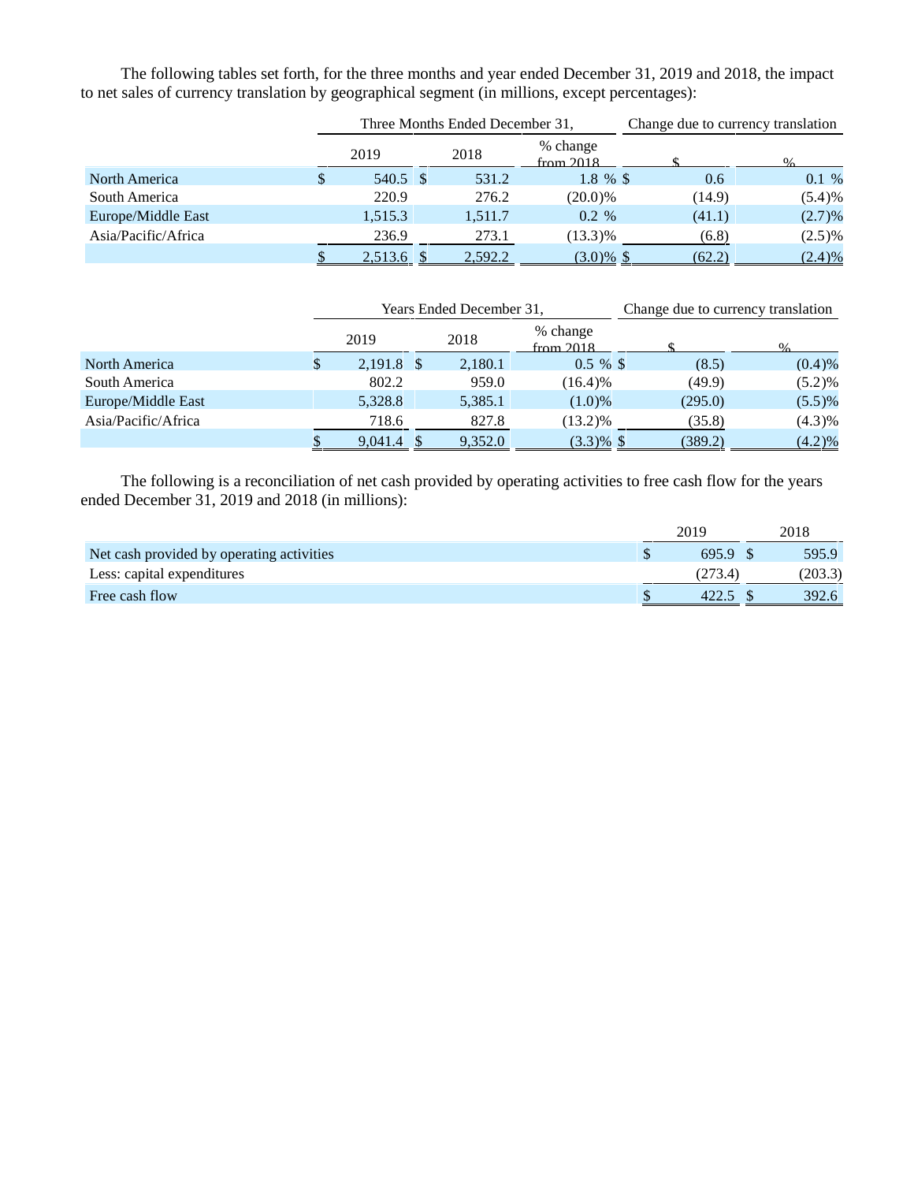The following tables set forth, for the three months and year ended December 31, 2019 and 2018, the impact to net sales of currency translation by geographical segment (in millions, except percentages):

| | Three Months Ended December 31, | | | Change due to currency translation | |
|---|---|---|---|---|---|
| | 2019 | 2018 | % change from 2018 | $ | % |
| North America | $ 540.5 | $ 531.2 | 1.8 % | $ 0.6 | 0.1 % |
| South America | 220.9 | 276.2 | (20.0)% | (14.9) | (5.4)% |
| Europe/Middle East | 1,515.3 | 1,511.7 | 0.2 % | (41.1) | (2.7)% |
| Asia/Pacific/Africa | 236.9 | 273.1 | (13.3)% | (6.8) | (2.5)% |
| | $ 2,513.6 | $ 2,592.2 | (3.0)% | $ (62.2) | (2.4)% |

| | Years Ended December 31, | | | Change due to currency translation | |
|---|---|---|---|---|---|
| | 2019 | 2018 | % change from 2018 | $ | % |
| North America | $ 2,191.8 | $ 2,180.1 | 0.5 % | $ (8.5) | (0.4)% |
| South America | 802.2 | 959.0 | (16.4)% | (49.9) | (5.2)% |
| Europe/Middle East | 5,328.8 | 5,385.1 | (1.0)% | (295.0) | (5.5)% |
| Asia/Pacific/Africa | 718.6 | 827.8 | (13.2)% | (35.8) | (4.3)% |
| | $ 9,041.4 | $ 9,352.0 | (3.3)% | $ (389.2) | (4.2)% |

The following is a reconciliation of net cash provided by operating activities to free cash flow for the years ended December 31, 2019 and 2018 (in millions):

| | 2019 | 2018 |
|---|---|---|
| Net cash provided by operating activities | $ 695.9 | $ 595.9 |
| Less: capital expenditures | (273.4) | (203.3) |
| Free cash flow | $ 422.5 | $ 392.6 |